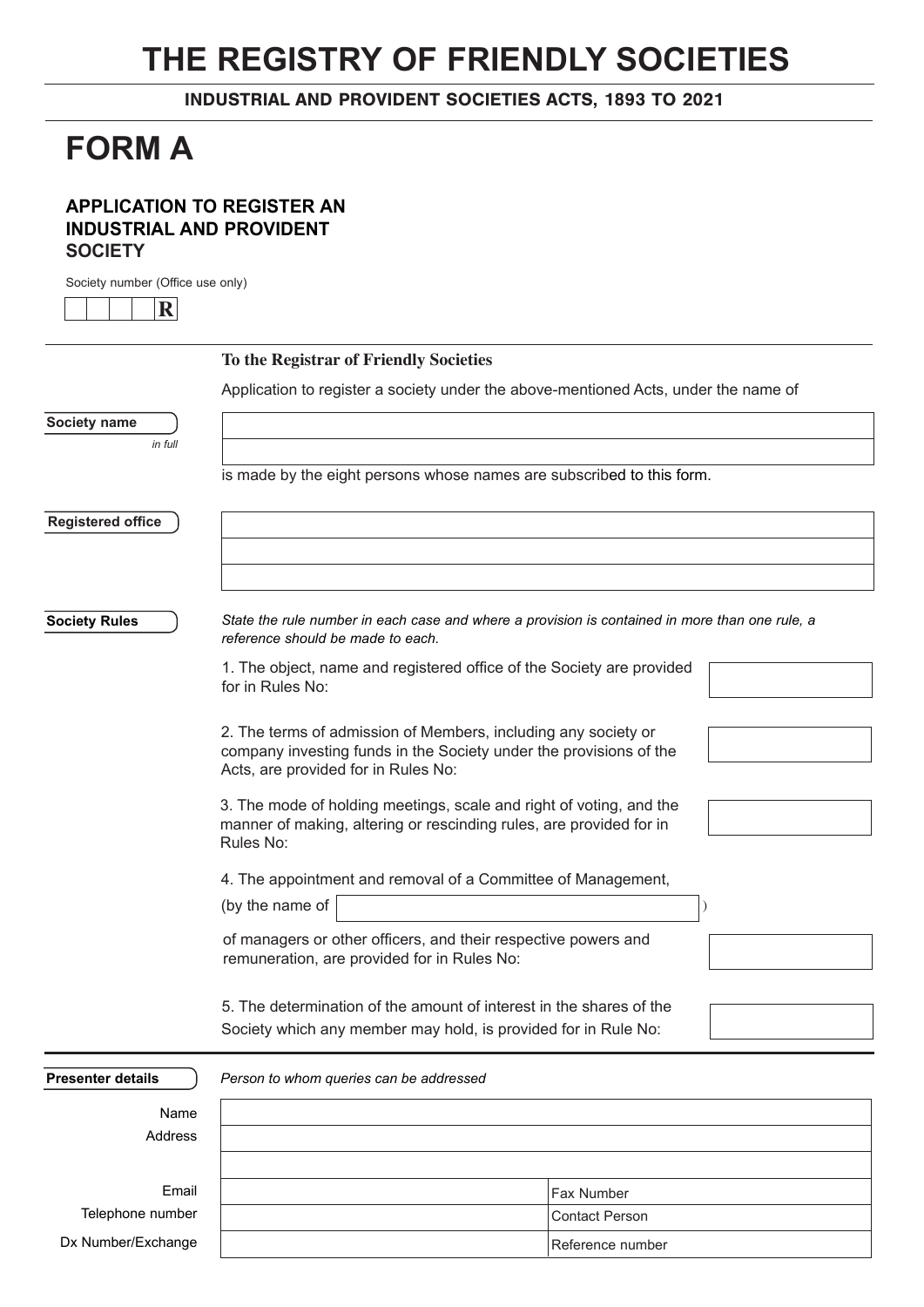# THE REGISTRY OF FRIENDLY SOCIETIES

**INDUSTRIAL AND PROVIDENT SOCIETIES ACTS, 1893 TO 2021**

# FORM A

### APPLICATION TO REGISTER AN INDUSTRIAL AND PROVIDENT SOCIETY

Society number (Office use only)

| | | | | R |
|---|---|---|---|---|

**To the Registrar of Friendly Societies**

Application to register a society under the above-mentioned Acts, under the name of

**Society name** *in full*

| |
|---|
| |
| |

is made by the eight persons whose names are subscribed to this form.

**Registered office**

| |
|---|
| |
| |
| |

**Society Rules**

*State the rule number in each case and where a provision is contained in more than one rule, a reference should be made to each.*

1. The object, name and registered office of the Society are provided for in Rules No:

2. The terms of admission of Members, including any society or company investing funds in the Society under the provisions of the Acts, are provided for in Rules No:

3. The mode of holding meetings, scale and right of voting, and the manner of making, altering or rescinding rules, are provided for in Rules No:

4. The appointment and removal of a Committee of Management, (by the name of ______________________ ) of managers or other officers, and their respective powers and remuneration, are provided for in Rules No:

5. The determination of the amount of interest in the shares of the Society which any member may hold, is provided for in Rule No:

**Presenter details**

*Person to whom queries can be addressed*

| | | |
|---|---|---|
| Name | | |
| Address | | |
| | | |
| Email | | Fax Number |
| Telephone number | | Contact Person |
| Dx Number/Exchange | | Reference number |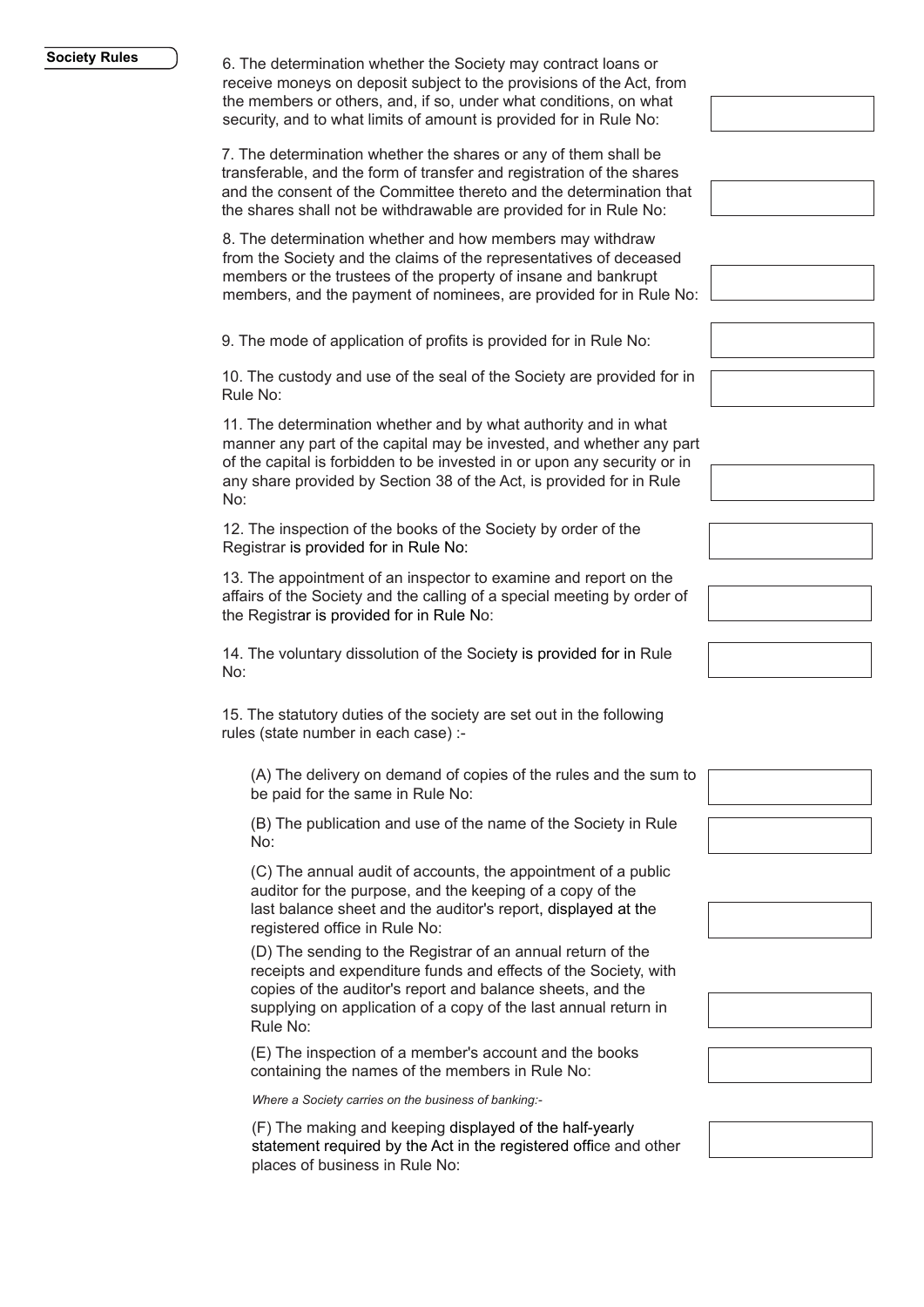**Society Rules**

6. The determination whether the Society may contract loans or receive moneys on deposit subject to the provisions of the Act, from the members or others, and, if so, under what conditions, on what security, and to what limits of amount is provided for in Rule No:

7. The determination whether the shares or any of them shall be transferable, and the form of transfer and registration of the shares and the consent of the Committee thereto and the determination that the shares shall not be withdrawable are provided for in Rule No:

8. The determination whether and how members may withdraw from the Society and the claims of the representatives of deceased members or the trustees of the property of insane and bankrupt members, and the payment of nominees, are provided for in Rule No:

9. The mode of application of profits is provided for in Rule No:

10. The custody and use of the seal of the Society are provided for in Rule No:

11. The determination whether and by what authority and in what manner any part of the capital may be invested, and whether any part of the capital is forbidden to be invested in or upon any security or in any share provided by Section 38 of the Act, is provided for in Rule No:

12. The inspection of the books of the Society by order of the Registrar is provided for in Rule No:

13. The appointment of an inspector to examine and report on the affairs of the Society and the calling of a special meeting by order of the Registrar is provided for in Rule No:

14. The voluntary dissolution of the Society is provided for in Rule No:

15. The statutory duties of the society are set out in the following rules (state number in each case) :-

(A) The delivery on demand of copies of the rules and the sum to be paid for the same in Rule No:

(B) The publication and use of the name of the Society in Rule No:

(C) The annual audit of accounts, the appointment of a public auditor for the purpose, and the keeping of a copy of the last balance sheet and the auditor's report, displayed at the registered office in Rule No:

(D) The sending to the Registrar of an annual return of the receipts and expenditure funds and effects of the Society, with copies of the auditor's report and balance sheets, and the supplying on application of a copy of the last annual return in Rule No:

(E) The inspection of a member's account and the books containing the names of the members in Rule No:

*Where a Society carries on the business of banking:-*

(F) The making and keeping displayed of the half-yearly statement required by the Act in the registered office and other places of business in Rule No: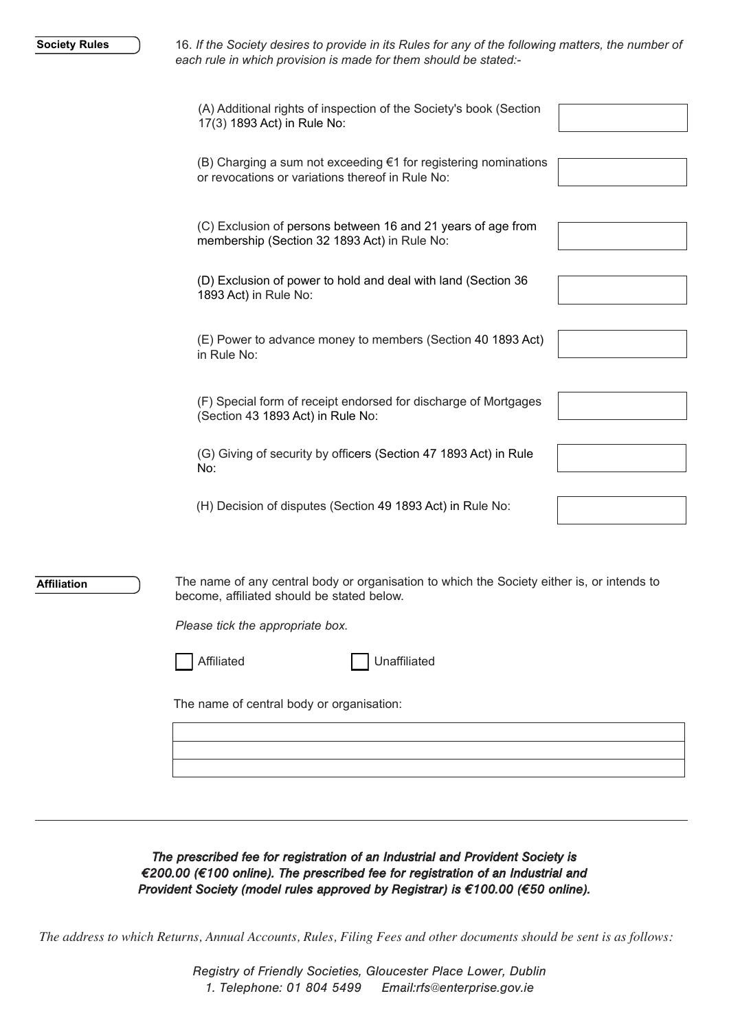**Society Rules**

16. *If the Society desires to provide in its Rules for any of the following matters, the number of each rule in which provision is made for them should be stated:-*

| Matter | Rule No. |
|---|---|
| (A) Additional rights of inspection of the Society's book (Section 17(3) 1893 Act) in Rule No: | |
| (B) Charging a sum not exceeding €1 for registering nominations or revocations or variations thereof in Rule No: | |
| (C) Exclusion of persons between 16 and 21 years of age from membership (Section 32 1893 Act) in Rule No: | |
| (D) Exclusion of power to hold and deal with land (Section 36 1893 Act) in Rule No: | |
| (E) Power to advance money to members (Section 40 1893 Act) in Rule No: | |
| (F) Special form of receipt endorsed for discharge of Mortgages (Section 43 1893 Act) in Rule No: | |
| (G) Giving of security by officers (Section 47 1893 Act) in Rule No: | |
| (H) Decision of disputes (Section 49 1893 Act) in Rule No: | |

**Affiliation**

The name of any central body or organisation to which the Society either is, or intends to become, affiliated should be stated below.

*Please tick the appropriate box.*

☐ Affiliated ☐ Unaffiliated

The name of central body or organisation:

|  |
|---|
|  |
|  |

---

***The prescribed fee for registration of an Industrial and Provident Society is €200.00 (€100 online). The prescribed fee for registration of an Industrial and Provident Society (model rules approved by Registrar) is €100.00 (€50 online).***

*The address to which Returns, Annual Accounts, Rules, Filing Fees and other documents should be sent is as follows:*

*Registry of Friendly Societies, Gloucester Place Lower, Dublin 1. Telephone: 01 804 5499 Email:rfs@enterprise.gov.ie*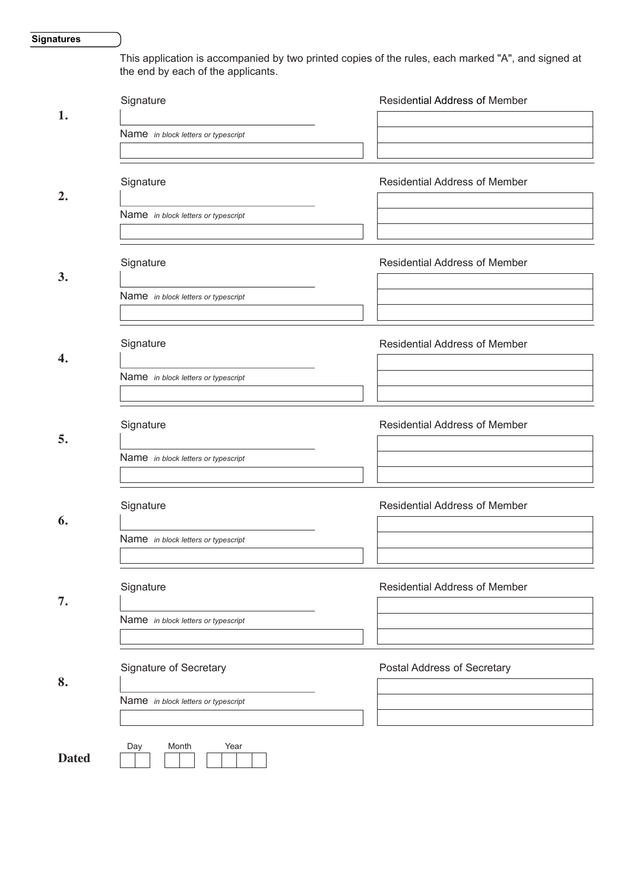## Signatures

This application is accompanied by two printed copies of the rules, each marked "A", and signed at the end by each of the applicants.

**1.**

Signature

Name *in block letters or typescript*

Residential Address of Member

**2.**

Signature

Name *in block letters or typescript*

Residential Address of Member

**3.**

Signature

Name *in block letters or typescript*

Residential Address of Member

**4.**

Signature

Name *in block letters or typescript*

Residential Address of Member

**5.**

Signature

Name *in block letters or typescript*

Residential Address of Member

**6.**

Signature

Name *in block letters or typescript*

Residential Address of Member

**7.**

Signature

Name *in block letters or typescript*

Residential Address of Member

**8.**

Signature of Secretary

Name *in block letters or typescript*

Postal Address of Secretary

**Dated**

Day Month Year